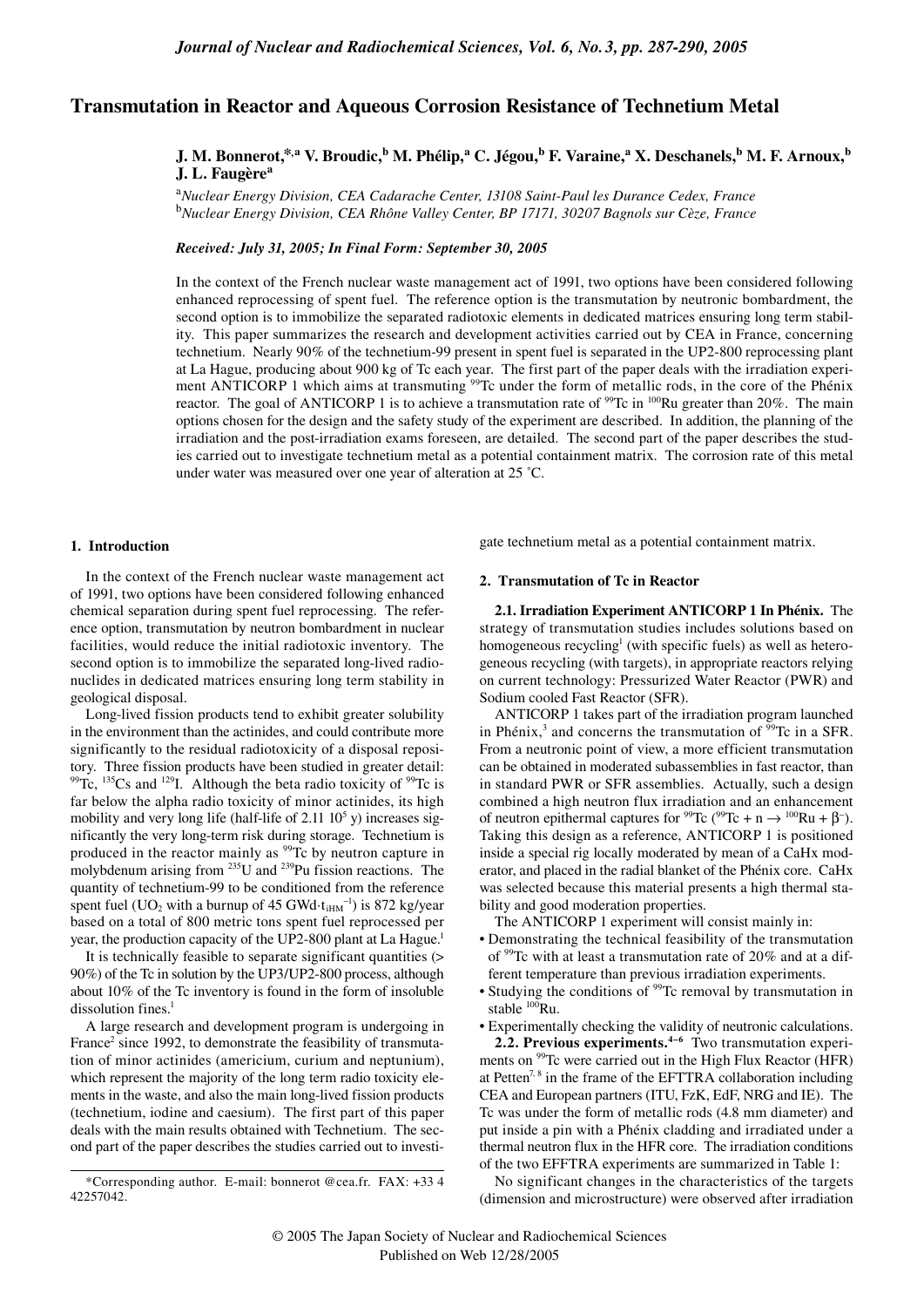# Transmutation in Reactor and Aqueous Corrosion Resistance of Technetium Metal

**J. M. Bonnerot,*[,a] V. Broudic,[b] M. Phélip,[a] C. Jégou,[b] F. Varaine,[a] X. Deschanels,[b] M. F. Arnoux,[b] J. L. Faugère[a]**

[a]*Nuclear Energy Division, CEA Cadarache Center, 13108 Saint-Paul les Durance Cedex, France*
[b]*Nuclear Energy Division, CEA Rhône Valley Center, BP 17171, 30207 Bagnols sur Cèze, France*

***Received: July 31, 2005; In Final Form: September 30, 2005***

In the context of the French nuclear waste management act of 1991, two options have been considered following enhanced reprocessing of spent fuel. The reference option is the transmutation by neutronic bombardment, the second option is to immobilize the separated radiotoxic elements in dedicated matrices ensuring long term stability. This paper summarizes the research and development activities carried out by CEA in France, concerning technetium. Nearly 90% of the technetium-99 present in spent fuel is separated in the UP2-800 reprocessing plant at La Hague, producing about 900 kg of Tc each year. The first part of the paper deals with the irradiation experiment ANTICORP 1 which aims at transmuting $^{99}Tc$ under the form of metallic rods, in the core of the Phénix reactor. The goal of ANTICORP 1 is to achieve a transmutation rate of $^{99}Tc$ in $^{100}Ru$ greater than 20%. The main options chosen for the design and the safety study of the experiment are described. In addition, the planning of the irradiation and the post-irradiation exams foreseen, are detailed. The second part of the paper describes the studies carried out to investigate technetium metal as a potential containment matrix. The corrosion rate of this metal under water was measured over one year of alteration at 25 °C.

## 1. Introduction

In the context of the French nuclear waste management act of 1991, two options have been considered following enhanced chemical separation during spent fuel reprocessing. The reference option, transmutation by neutron bombardment in nuclear facilities, would reduce the initial radiotoxic inventory. The second option is to immobilize the separated long-lived radionuclides in dedicated matrices ensuring long term stability in geological disposal.

Long-lived fission products tend to exhibit greater solubility in the environment than the actinides, and could contribute more significantly to the residual radiotoxicity of a disposal repository. Three fission products have been studied in greater detail: $^{99}Tc$, $^{135}Cs$ and $^{129}I$. Although the beta radio toxicity of $^{99}Tc$ is far below the alpha radio toxicity of minor actinides, its high mobility and very long life (half-life of $2.11\ 10^5$ y) increases significantly the very long-term risk during storage. Technetium is produced in the reactor mainly as $^{99}Tc$ by neutron capture in molybdenum arising from $^{235}U$ and $^{239}Pu$ fission reactions. The quantity of technetium-99 to be conditioned from the reference spent fuel ($UO_2$ with a burnup of 45 $GWd \cdot t_{iHM}^{-1}$) is 872 kg/year based on a total of 800 metric tons spent fuel reprocessed per year, the production capacity of the UP2-800 plant at La Hague.[1]

It is technically feasible to separate significant quantities (> 90%) of the Tc in solution by the UP3/UP2-800 process, although about 10% of the Tc inventory is found in the form of insoluble dissolution fines.[1]

A large research and development program is undergoing in France[2] since 1992, to demonstrate the feasibility of transmutation of minor actinides (americium, curium and neptunium), which represent the majority of the long term radio toxicity elements in the waste, and also the main long-lived fission products (technetium, iodine and caesium). The first part of this paper deals with the main results obtained with Technetium. The second part of the paper describes the studies carried out to investigate technetium metal as a potential containment matrix.

## 2. Transmutation of Tc in Reactor

**2.1. Irradiation Experiment ANTICORP 1 In Phénix.** The strategy of transmutation studies includes solutions based on homogeneous recycling[1] (with specific fuels) as well as heterogeneous recycling (with targets), in appropriate reactors relying on current technology: Pressurized Water Reactor (PWR) and Sodium cooled Fast Reactor (SFR).

ANTICORP 1 takes part of the irradiation program launched in Phénix,[3] and concerns the transmutation of $^{99}Tc$ in a SFR. From a neutronic point of view, a more efficient transmutation can be obtained in moderated subassemblies in fast reactor, than in standard PWR or SFR assemblies. Actually, such a design combined a high neutron flux irradiation and an enhancement of neutron epithermal captures for $^{99}Tc$ ($^{99}Tc + n \rightarrow {}^{100}Ru + \beta^-$). Taking this design as a reference, ANTICORP 1 is positioned inside a special rig locally moderated by mean of a CaHx moderator, and placed in the radial blanket of the Phénix core. CaHx was selected because this material presents a high thermal stability and good moderation properties.

The ANTICORP 1 experiment will consist mainly in:

- Demonstrating the technical feasibility of the transmutation of $^{99}Tc$ with at least a transmutation rate of 20% and at a different temperature than previous irradiation experiments.
- Studying the conditions of $^{99}Tc$ removal by transmutation in stable $^{100}Ru$.
- Experimentally checking the validity of neutronic calculations.

**2.2. Previous experiments.[4–6]** Two transmutation experiments on $^{99}Tc$ were carried out in the High Flux Reactor (HFR) at Petten[7, 8] in the frame of the EFTTRA collaboration including CEA and European partners (ITU, FzK, EdF, NRG and IE). The Tc was under the form of metallic rods (4.8 mm diameter) and put inside a pin with a Phénix cladding and irradiated under a thermal neutron flux in the HFR core. The irradiation conditions of the two EFFTRA experiments are summarized in Table 1:

No significant changes in the characteristics of the targets (dimension and microstructure) were observed after irradiation

---

*Corresponding author. E-mail: bonnerot @cea.fr. FAX: +33 4 42257042.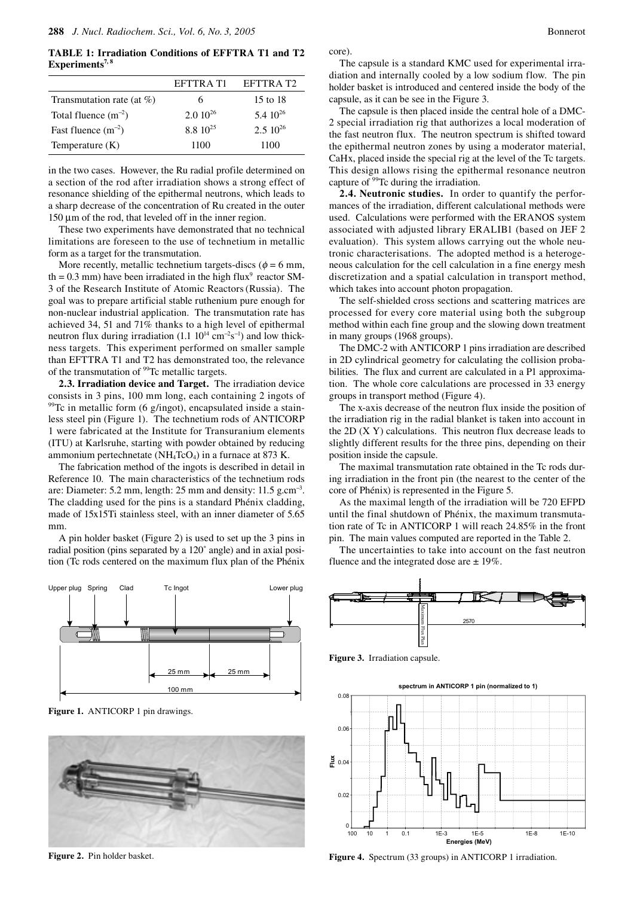**TABLE 1: Irradiation Conditions of EFFTRA T1 and T2 Experiments[7, 8]**

| | EFTTRA T1 | EFTTRA T2 |
|---|---|---|
| Transmutation rate (at %) | 6 | 15 to 18 |
| Total fluence ($m^{-2}$) | $2.0\ 10^{26}$ | $5.4\ 10^{26}$ |
| Fast fluence ($m^{-2}$) | $8.8\ 10^{25}$ | $2.5\ 10^{26}$ |
| Temperature (K) | 1100 | 1100 |

in the two cases. However, the Ru radial profile determined on a section of the rod after irradiation shows a strong effect of resonance shielding of the epithermal neutrons, which leads to a sharp decrease of the concentration of Ru created in the outer 150 µm of the rod, that leveled off in the inner region.

These two experiments have demonstrated that no technical limitations are foreseen to the use of technetium in metallic form as a target for the transmutation.

More recently, metallic technetium targets-discs ($\phi = 6$ mm, th = 0.3 mm) have been irradiated in the high flux[9] reactor SM-3 of the Research Institute of Atomic Reactors (Russia). The goal was to prepare artificial stable ruthenium pure enough for non-nuclear industrial application. The transmutation rate has achieved 34, 51 and 71% thanks to a high level of epithermal neutron flux during irradiation ($1.1\ 10^{14}\ cm^{-2}s^{-1}$) and low thickness targets. This experiment performed on smaller sample than EFTTRA T1 and T2 has demonstrated too, the relevance of the transmutation of $^{99}$Tc metallic targets.

**2.3. Irradiation device and Target.** The irradiation device consists in 3 pins, 100 mm long, each containing 2 ingots of $^{99}$Tc in metallic form (6 g/ingot), encapsulated inside a stainless steel pin (Figure 1). The technetium rods of ANTICORP 1 were fabricated at the Institute for Transuranium elements (ITU) at Karlsruhe, starting with powder obtained by reducing ammonium pertechnetate ($NH_4TcO_4$) in a furnace at 873 K.

The fabrication method of the ingots is described in detail in Reference 10. The main characteristics of the technetium rods are: Diameter: 5.2 mm, length: 25 mm and density: 11.5 g.cm$^{-3}$. The cladding used for the pins is a standard Phénix cladding, made of 15x15Ti stainless steel, with an inner diameter of 5.65 mm.

A pin holder basket (Figure 2) is used to set up the 3 pins in radial position (pins separated by a 120° angle) and in axial position (Tc rods centered on the maximum flux plan of the Phénix core).

Figure 1. ANTICORP 1 pin drawings.

Figure 2. Pin holder basket.

The capsule is a standard KMC used for experimental irradiation and internally cooled by a low sodium flow. The pin holder basket is introduced and centered inside the body of the capsule, as it can be see in the Figure 3.

The capsule is then placed inside the central hole of a DMC-2 special irradiation rig that authorizes a local moderation of the fast neutron flux. The neutron spectrum is shifted toward the epithermal neutron zones by using a moderator material, CaHx, placed inside the special rig at the level of the Tc targets. This design allows rising the epithermal resonance neutron capture of $^{99}$Tc during the irradiation.

**2.4. Neutronic studies.** In order to quantify the performances of the irradiation, different calculational methods were used. Calculations were performed with the ERANOS system associated with adjusted library ERALIB1 (based on JEF 2 evaluation). This system allows carrying out the whole neutronic characterisations. The adopted method is a heterogeneous calculation for the cell calculation in a fine energy mesh discretization and a spatial calculation in transport method, which takes into account photon propagation.

The self-shielded cross sections and scattering matrices are processed for every core material using both the subgroup method within each fine group and the slowing down treatment in many groups (1968 groups).

The DMC-2 with ANTICORP 1 pins irradiation are described in 2D cylindrical geometry for calculating the collision probabilities. The flux and current are calculated in a P1 approximation. The whole core calculations are processed in 33 energy groups in transport method (Figure 4).

The x-axis decrease of the neutron flux inside the position of the irradiation rig in the radial blanket is taken into account in the 2D (X Y) calculations. This neutron flux decrease leads to slightly different results for the three pins, depending on their position inside the capsule.

The maximal transmutation rate obtained in the Tc rods during irradiation in the front pin (the nearest to the center of the core of Phénix) is represented in the Figure 5.

As the maximal length of the irradiation will be 720 EFPD until the final shutdown of Phénix, the maximum transmutation rate of Tc in ANTICORP 1 will reach 24.85% in the front pin. The main values computed are reported in the Table 2.

The uncertainties to take into account on the fast neutron fluence and the integrated dose are ± 19%.

Figure 3. Irradiation capsule.

Figure 4. Spectrum (33 groups) in ANTICORP 1 irradiation.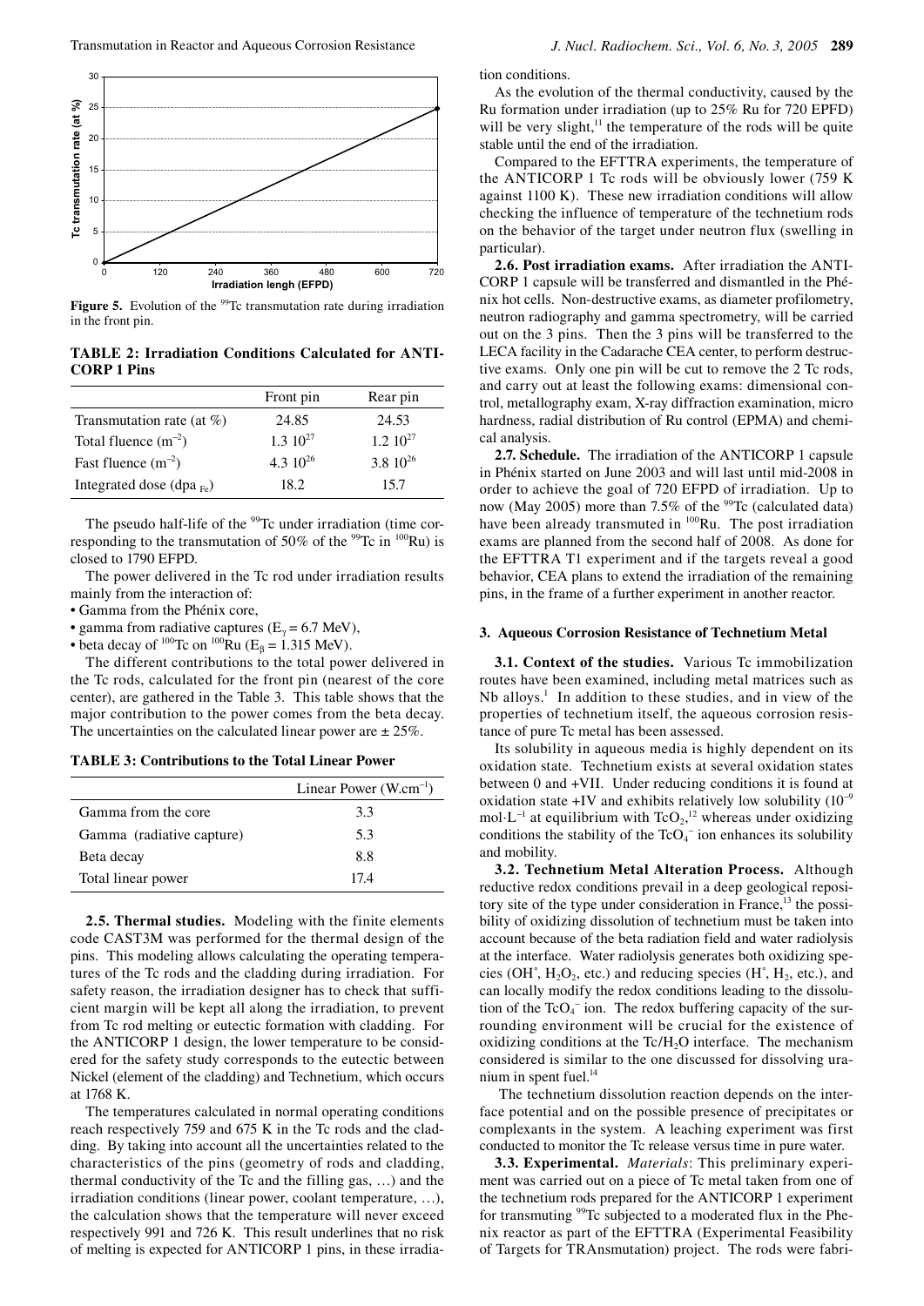Figure 5. Evolution of the $^{99}$Tc transmutation rate during irradiation in the front pin.

**TABLE 2: Irradiation Conditions Calculated for ANTICORP 1 Pins**

| | Front pin | Rear pin |
|---|---|---|
| Transmutation rate (at %) | 24.85 | 24.53 |
| Total fluence ($m^{-2}$) | $1.3\ 10^{27}$ | $1.2\ 10^{27}$ |
| Fast fluence ($m^{-2}$) | $4.3\ 10^{26}$ | $3.8\ 10^{26}$ |
| Integrated dose (dpa $_{Fe}$) | 18.2 | 15.7 |

The pseudo half-life of the $^{99}$Tc under irradiation (time corresponding to the transmutation of 50% of the $^{99}$Tc in $^{100}$Ru) is closed to 1790 EFPD.

The power delivered in the Tc rod under irradiation results mainly from the interaction of:

- Gamma from the Phénix core,
- gamma from radiative captures ($E_\gamma = 6.7$ MeV),
- beta decay of $^{100}$Tc on $^{100}$Ru ($E_\beta = 1.315$ MeV).

The different contributions to the total power delivered in the Tc rods, calculated for the front pin (nearest of the core center), are gathered in the Table 3. This table shows that the major contribution to the power comes from the beta decay. The uncertainties on the calculated linear power are ± 25%.

**TABLE 3: Contributions to the Total Linear Power**

| | Linear Power ($W.cm^{-1}$) |
|---|---|
| Gamma from the core | 3.3 |
| Gamma (radiative capture) | 5.3 |
| Beta decay | 8.8 |
| Total linear power | 17.4 |

**2.5. Thermal studies.** Modeling with the finite elements code CAST3M was performed for the thermal design of the pins. This modeling allows calculating the operating temperatures of the Tc rods and the cladding during irradiation. For safety reason, the irradiation designer has to check that sufficient margin will be kept all along the irradiation, to prevent from Tc rod melting or eutectic formation with cladding. For the ANTICORP 1 design, the lower temperature to be considered for the safety study corresponds to the eutectic between Nickel (element of the cladding) and Technetium, which occurs at 1768 K.

The temperatures calculated in normal operating conditions reach respectively 759 and 675 K in the Tc rods and the cladding. By taking into account all the uncertainties related to the characteristics of the pins (geometry of rods and cladding, thermal conductivity of the Tc and the filling gas, …) and the irradiation conditions (linear power, coolant temperature, …), the calculation shows that the temperature will never exceed respectively 991 and 726 K. This result underlines that no risk of melting is expected for ANTICORP 1 pins, in these irradiation conditions.

As the evolution of the thermal conductivity, caused by the Ru formation under irradiation (up to 25% Ru for 720 EPFD) will be very slight,[11] the temperature of the rods will be quite stable until the end of the irradiation.

Compared to the EFTTRA experiments, the temperature of the ANTICORP 1 Tc rods will be obviously lower (759 K against 1100 K). These new irradiation conditions will allow checking the influence of temperature of the technetium rods on the behavior of the target under neutron flux (swelling in particular).

**2.6. Post irradiation exams.** After irradiation the ANTICORP 1 capsule will be transferred and dismantled in the Phénix hot cells. Non-destructive exams, as diameter profilometry, neutron radiography and gamma spectrometry, will be carried out on the 3 pins. Then the 3 pins will be transferred to the LECA facility in the Cadarache CEA center, to perform destructive exams. Only one pin will be cut to remove the 2 Tc rods, and carry out at least the following exams: dimensional control, metallography exam, X-ray diffraction examination, micro hardness, radial distribution of Ru control (EPMA) and chemical analysis.

**2.7. Schedule.** The irradiation of the ANTICORP 1 capsule in Phénix started on June 2003 and will last until mid-2008 in order to achieve the goal of 720 EFPD of irradiation. Up to now (May 2005) more than 7.5% of the $^{99}$Tc (calculated data) have been already transmuted in $^{100}$Ru. The post irradiation exams are planned from the second half of 2008. As done for the EFTTRA T1 experiment and if the targets reveal a good behavior, CEA plans to extend the irradiation of the remaining pins, in the frame of a further experiment in another reactor.

## 3. Aqueous Corrosion Resistance of Technetium Metal

**3.1. Context of the studies.** Various Tc immobilization routes have been examined, including metal matrices such as Nb alloys.[1] In addition to these studies, and in view of the properties of technetium itself, the aqueous corrosion resistance of pure Tc metal has been assessed.

Its solubility in aqueous media is highly dependent on its oxidation state. Technetium exists at several oxidation states between 0 and +VII. Under reducing conditions it is found at oxidation state +IV and exhibits relatively low solubility ($10^{-9}$ $mol{\cdot}L^{-1}$ at equilibrium with $TcO_2$,[12] whereas under oxidizing conditions the stability of the $TcO_4^-$ ion enhances its solubility and mobility.

**3.2. Technetium Metal Alteration Process.** Although reductive redox conditions prevail in a deep geological repository site of the type under consideration in France,[13] the possibility of oxidizing dissolution of technetium must be taken into account because of the beta radiation field and water radiolysis at the interface. Water radiolysis generates both oxidizing species ($OH^\circ$, $H_2O_2$, etc.) and reducing species ($H^\circ$, $H_2$, etc.), and can locally modify the redox conditions leading to the dissolution of the $TcO_4^-$ ion. The redox buffering capacity of the surrounding environment will be crucial for the existence of oxidizing conditions at the $Tc/H_2O$ interface. The mechanism considered is similar to the one discussed for dissolving uranium in spent fuel.[14]

The technetium dissolution reaction depends on the interface potential and on the possible presence of precipitates or complexants in the system. A leaching experiment was first conducted to monitor the Tc release versus time in pure water.

**3.3. Experimental.** *Materials*: This preliminary experiment was carried out on a piece of Tc metal taken from one of the technetium rods prepared for the ANTICORP 1 experiment for transmuting $^{99}$Tc subjected to a moderated flux in the Phenix reactor as part of the EFTTRA (Experimental Feasibility of Targets for TRAnsmutation) project. The rods were fabri-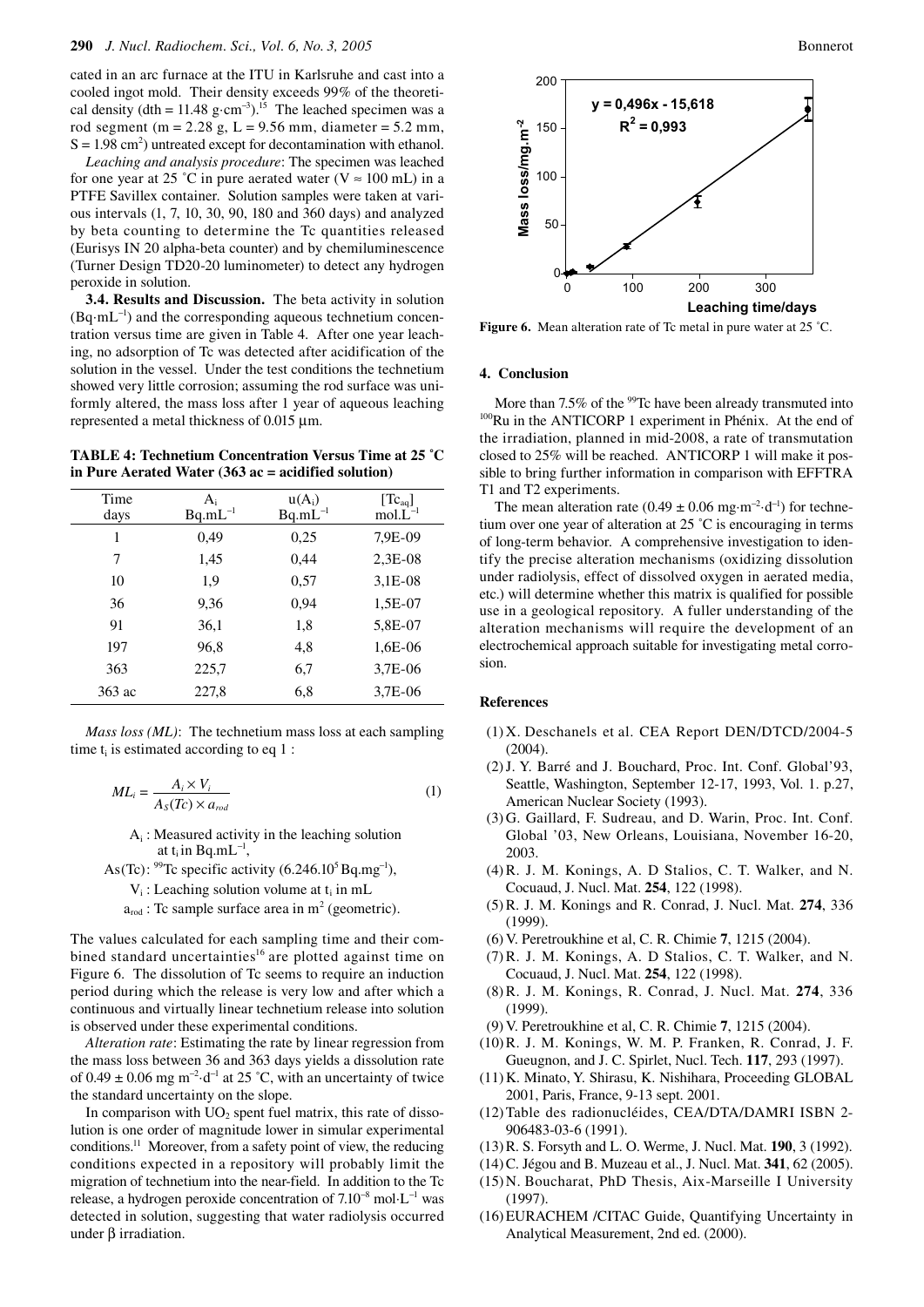cated in an arc furnace at the ITU in Karlsruhe and cast into a cooled ingot mold. Their density exceeds 99% of the theoretical density (dth = 11.48 g·cm$^{-3}$).[15] The leached specimen was a rod segment (m = 2.28 g, L = 9.56 mm, diameter = 5.2 mm, S = 1.98 cm$^2$) untreated except for decontamination with ethanol.

*Leaching and analysis procedure*: The specimen was leached for one year at 25 ˚C in pure aerated water (V ≈ 100 mL) in a PTFE Savillex container. Solution samples were taken at various intervals (1, 7, 10, 30, 90, 180 and 360 days) and analyzed by beta counting to determine the Tc quantities released (Eurisys IN 20 alpha-beta counter) and by chemiluminescence (Turner Design TD20-20 luminometer) to detect any hydrogen peroxide in solution.

**3.4. Results and Discussion.** The beta activity in solution (Bq·mL$^{-1}$) and the corresponding aqueous technetium concentration versus time are given in Table 4. After one year leaching, no adsorption of Tc was detected after acidification of the solution in the vessel. Under the test conditions the technetium showed very little corrosion; assuming the rod surface was uniformly altered, the mass loss after 1 year of aqueous leaching represented a metal thickness of 0.015 µm.

**TABLE 4: Technetium Concentration Versus Time at 25 ˚C in Pure Aerated Water (363 ac = acidified solution)**

| Time days | $A_i$ Bq.mL$^{-1}$ | $u(A_i)$ Bq.mL$^{-1}$ | $[Tc_{aq}]$ mol.L$^{-1}$ |
|---|---|---|---|
| 1 | 0,49 | 0,25 | 7,9E-09 |
| 7 | 1,45 | 0,44 | 2,3E-08 |
| 10 | 1,9 | 0,57 | 3,1E-08 |
| 36 | 9,36 | 0,94 | 1,5E-07 |
| 91 | 36,1 | 1,8 | 5,8E-07 |
| 197 | 96,8 | 4,8 | 1,6E-06 |
| 363 | 225,7 | 6,7 | 3,7E-06 |
| 363 ac | 227,8 | 6,8 | 3,7E-06 |

*Mass loss (ML)*: The technetium mass loss at each sampling time $t_i$ is estimated according to eq 1 :

$$ML_i = \frac{A_i \times V_i}{A_S(Tc) \times a_{rod}} \tag{1}$$

$A_i$ : Measured activity in the leaching solution at $t_i$ in Bq.mL$^{-1}$,

As(Tc): $^{99}$Tc specific activity (6.246.10$^5$ Bq.mg$^{-1}$),

$V_i$ : Leaching solution volume at $t_i$ in mL

$a_{rod}$ : Tc sample surface area in m$^2$ (geometric).

The values calculated for each sampling time and their combined standard uncertainties[16] are plotted against time on Figure 6. The dissolution of Tc seems to require an induction period during which the release is very low and after which a continuous and virtually linear technetium release into solution is observed under these experimental conditions.

*Alteration rate*: Estimating the rate by linear regression from the mass loss between 36 and 363 days yields a dissolution rate of 0.49 ± 0.06 mg m$^{-2}$·d$^{-1}$ at 25 ˚C, with an uncertainty of twice the standard uncertainty on the slope.

In comparison with $UO_2$ spent fuel matrix, this rate of dissolution is one order of magnitude lower in simular experimental conditions.[11] Moreover, from a safety point of view, the reducing conditions expected in a repository will probably limit the migration of technetium into the near-field. In addition to the Tc release, a hydrogen peroxide concentration of 7.10$^{-8}$ mol·L$^{-1}$ was detected in solution, suggesting that water radiolysis occurred under β irradiation.

y = 0,496x - 15,618
R² = 0,993
Mass loss/mg.m⁻²
Leaching time/days

**Figure 6.** Mean alteration rate of Tc metal in pure water at 25 ˚C.

## 4. Conclusion

More than 7.5% of the $^{99}$Tc have been already transmuted into $^{100}$Ru in the ANTICORP 1 experiment in Phénix. At the end of the irradiation, planned in mid-2008, a rate of transmutation closed to 25% will be reached. ANTICORP 1 will make it possible to bring further information in comparison with EFFTRA T1 and T2 experiments.

The mean alteration rate (0.49 ± 0.06 mg·m$^{-2}$·d$^{-1}$) for technetium over one year of alteration at 25 ˚C is encouraging in terms of long-term behavior. A comprehensive investigation to identify the precise alteration mechanisms (oxidizing dissolution under radiolysis, effect of dissolved oxygen in aerated media, etc.) will determine whether this matrix is qualified for possible use in a geological repository. A fuller understanding of the alteration mechanisms will require the development of an electrochemical approach suitable for investigating metal corrosion.

## References

(1) X. Deschanels et al. CEA Report DEN/DTCD/2004-5 (2004).
(2) J. Y. Barré and J. Bouchard, Proc. Int. Conf. Global'93, Seattle, Washington, September 12-17, 1993, Vol. 1. p.27, American Nuclear Society (1993).
(3) G. Gaillard, F. Sudreau, and D. Warin, Proc. Int. Conf. Global '03, New Orleans, Louisiana, November 16-20, 2003.
(4) R. J. M. Konings, A. D Stalios, C. T. Walker, and N. Cocuaud, J. Nucl. Mat. **254**, 122 (1998).
(5) R. J. M. Konings and R. Conrad, J. Nucl. Mat. **274**, 336 (1999).
(6) V. Peretroukhine et al, C. R. Chimie **7**, 1215 (2004).
(7) R. J. M. Konings, A. D Stalios, C. T. Walker, and N. Cocuaud, J. Nucl. Mat. **254**, 122 (1998).
(8) R. J. M. Konings, R. Conrad, J. Nucl. Mat. **274**, 336 (1999).
(9) V. Peretroukhine et al, C. R. Chimie **7**, 1215 (2004).
(10) R. J. M. Konings, W. M. P. Franken, R. Conrad, J. F. Gueugnon, and J. C. Spirlet, Nucl. Tech. **117**, 293 (1997).
(11) K. Minato, Y. Shirasu, K. Nishihara, Proceeding GLOBAL 2001, Paris, France, 9-13 sept. 2001.
(12) Table des radionucléides, CEA/DTA/DAMRI ISBN 2-906483-03-6 (1991).
(13) R. S. Forsyth and L. O. Werme, J. Nucl. Mat. **190**, 3 (1992).
(14) C. Jégou and B. Muzeau et al., J. Nucl. Mat. **341**, 62 (2005).
(15) N. Boucharat, PhD Thesis, Aix-Marseille I University (1997).
(16) EURACHEM /CITAC Guide, Quantifying Uncertainty in Analytical Measurement, 2nd ed. (2000).